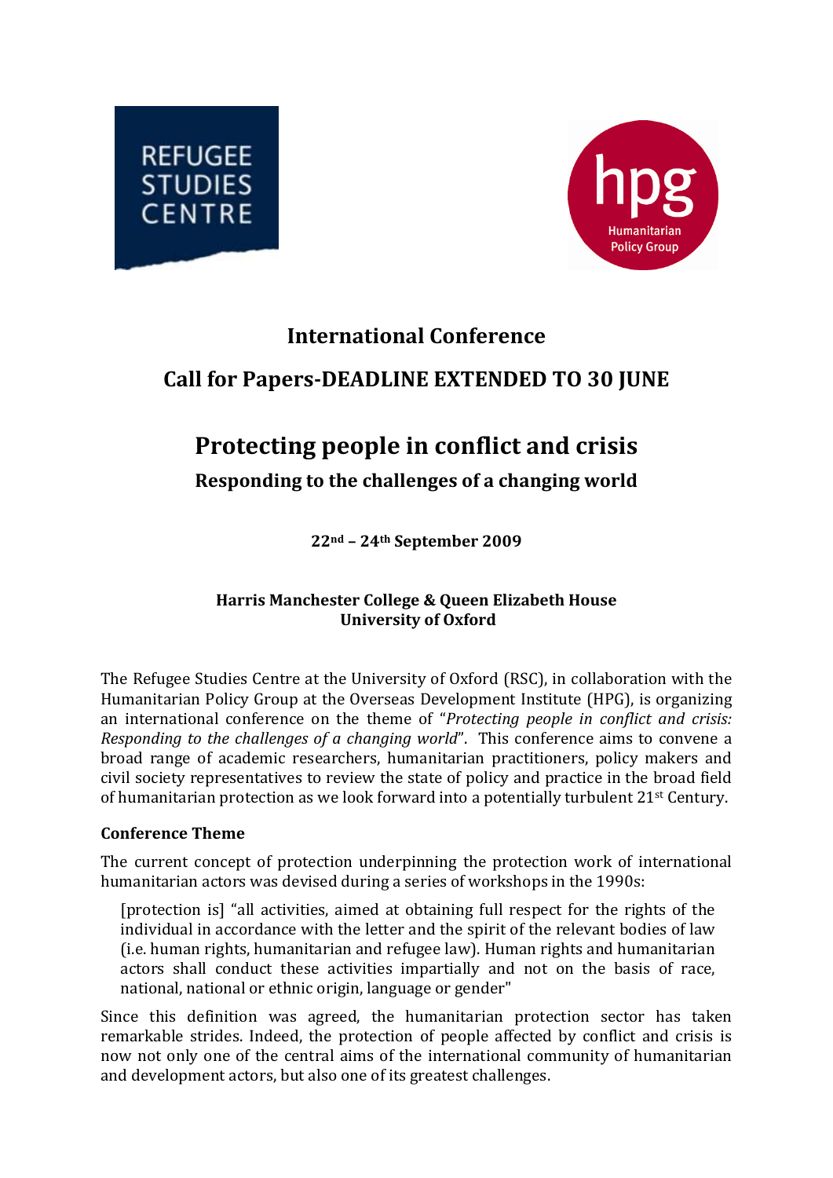REFUGEE STUDIES CENTRE

hpg Humanitarian Policy Group

## International Conference

## Call for Papers-DEADLINE EXTENDED TO 30 JUNE

# Protecting people in conflict and crisis

## Responding to the challenges of a changing world

**22nd – 24th September 2009**

**Harris Manchester College & Queen Elizabeth House**
**University of Oxford**

The Refugee Studies Centre at the University of Oxford (RSC), in collaboration with the Humanitarian Policy Group at the Overseas Development Institute (HPG), is organizing an international conference on the theme of "*Protecting people in conflict and crisis: Responding to the challenges of a changing world*". This conference aims to convene a broad range of academic researchers, humanitarian practitioners, policy makers and civil society representatives to review the state of policy and practice in the broad field of humanitarian protection as we look forward into a potentially turbulent 21st Century.

### Conference Theme

The current concept of protection underpinning the protection work of international humanitarian actors was devised during a series of workshops in the 1990s:

> [protection is] "all activities, aimed at obtaining full respect for the rights of the individual in accordance with the letter and the spirit of the relevant bodies of law (i.e. human rights, humanitarian and refugee law). Human rights and humanitarian actors shall conduct these activities impartially and not on the basis of race, national, national or ethnic origin, language or gender"

Since this definition was agreed, the humanitarian protection sector has taken remarkable strides. Indeed, the protection of people affected by conflict and crisis is now not only one of the central aims of the international community of humanitarian and development actors, but also one of its greatest challenges.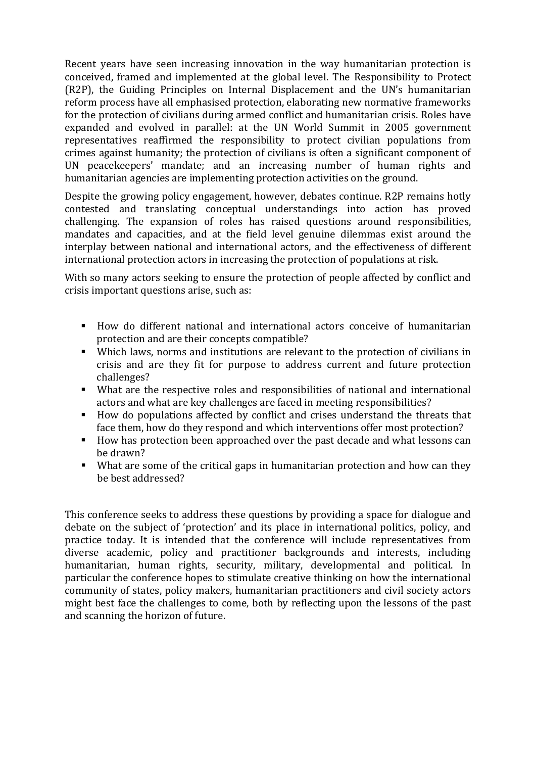Recent years have seen increasing innovation in the way humanitarian protection is conceived, framed and implemented at the global level. The Responsibility to Protect (R2P), the Guiding Principles on Internal Displacement and the UN's humanitarian reform process have all emphasised protection, elaborating new normative frameworks for the protection of civilians during armed conflict and humanitarian crisis. Roles have expanded and evolved in parallel: at the UN World Summit in 2005 government representatives reaffirmed the responsibility to protect civilian populations from crimes against humanity; the protection of civilians is often a significant component of UN peacekeepers' mandate; and an increasing number of human rights and humanitarian agencies are implementing protection activities on the ground.

Despite the growing policy engagement, however, debates continue. R2P remains hotly contested and translating conceptual understandings into action has proved challenging. The expansion of roles has raised questions around responsibilities, mandates and capacities, and at the field level genuine dilemmas exist around the interplay between national and international actors, and the effectiveness of different international protection actors in increasing the protection of populations at risk.

With so many actors seeking to ensure the protection of people affected by conflict and crisis important questions arise, such as:

- How do different national and international actors conceive of humanitarian protection and are their concepts compatible?
- Which laws, norms and institutions are relevant to the protection of civilians in crisis and are they fit for purpose to address current and future protection challenges?
- What are the respective roles and responsibilities of national and international actors and what are key challenges are faced in meeting responsibilities?
- How do populations affected by conflict and crises understand the threats that face them, how do they respond and which interventions offer most protection?
- How has protection been approached over the past decade and what lessons can be drawn?
- What are some of the critical gaps in humanitarian protection and how can they be best addressed?

This conference seeks to address these questions by providing a space for dialogue and debate on the subject of 'protection' and its place in international politics, policy, and practice today. It is intended that the conference will include representatives from diverse academic, policy and practitioner backgrounds and interests, including humanitarian, human rights, security, military, developmental and political. In particular the conference hopes to stimulate creative thinking on how the international community of states, policy makers, humanitarian practitioners and civil society actors might best face the challenges to come, both by reflecting upon the lessons of the past and scanning the horizon of future.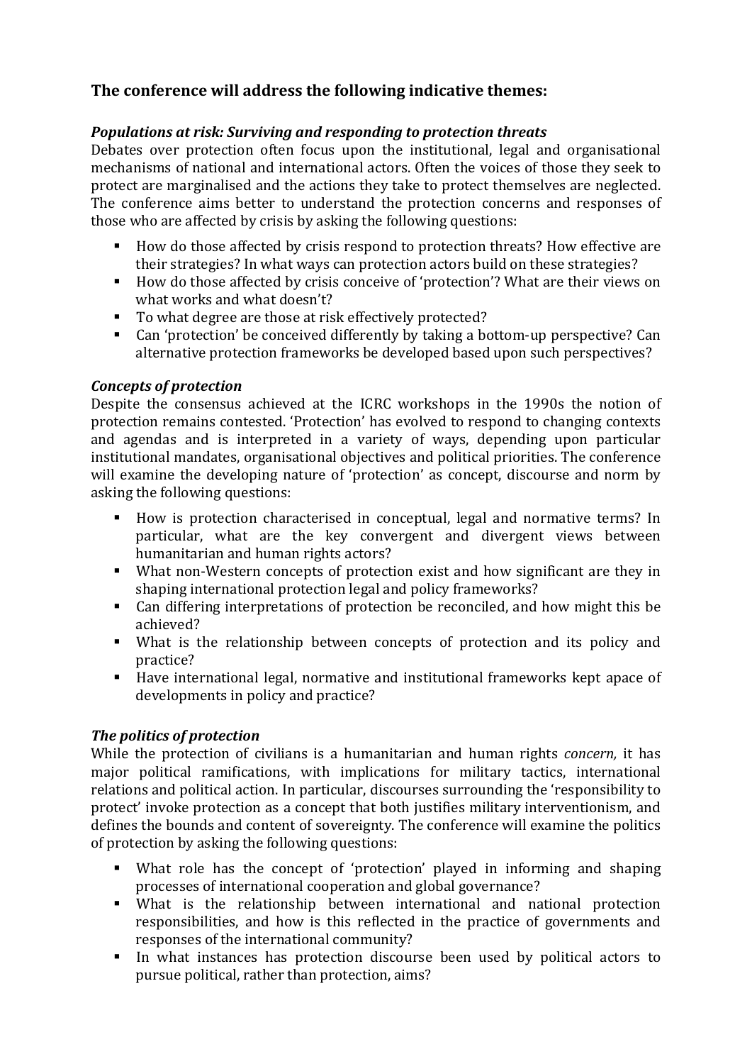## The conference will address the following indicative themes:

### *Populations at risk: Surviving and responding to protection threats*

Debates over protection often focus upon the institutional, legal and organisational mechanisms of national and international actors. Often the voices of those they seek to protect are marginalised and the actions they take to protect themselves are neglected. The conference aims better to understand the protection concerns and responses of those who are affected by crisis by asking the following questions:

- How do those affected by crisis respond to protection threats? How effective are their strategies? In what ways can protection actors build on these strategies?
- How do those affected by crisis conceive of 'protection'? What are their views on what works and what doesn't?
- To what degree are those at risk effectively protected?
- Can 'protection' be conceived differently by taking a bottom-up perspective? Can alternative protection frameworks be developed based upon such perspectives?

### *Concepts of protection*

Despite the consensus achieved at the ICRC workshops in the 1990s the notion of protection remains contested. 'Protection' has evolved to respond to changing contexts and agendas and is interpreted in a variety of ways, depending upon particular institutional mandates, organisational objectives and political priorities. The conference will examine the developing nature of 'protection' as concept, discourse and norm by asking the following questions:

- How is protection characterised in conceptual, legal and normative terms? In particular, what are the key convergent and divergent views between humanitarian and human rights actors?
- What non-Western concepts of protection exist and how significant are they in shaping international protection legal and policy frameworks?
- Can differing interpretations of protection be reconciled, and how might this be achieved?
- What is the relationship between concepts of protection and its policy and practice?
- Have international legal, normative and institutional frameworks kept apace of developments in policy and practice?

### *The politics of protection*

While the protection of civilians is a humanitarian and human rights *concern,* it has major political ramifications, with implications for military tactics, international relations and political action. In particular, discourses surrounding the 'responsibility to protect' invoke protection as a concept that both justifies military interventionism, and defines the bounds and content of sovereignty. The conference will examine the politics of protection by asking the following questions:

- What role has the concept of 'protection' played in informing and shaping processes of international cooperation and global governance?
- What is the relationship between international and national protection responsibilities, and how is this reflected in the practice of governments and responses of the international community?
- In what instances has protection discourse been used by political actors to pursue political, rather than protection, aims?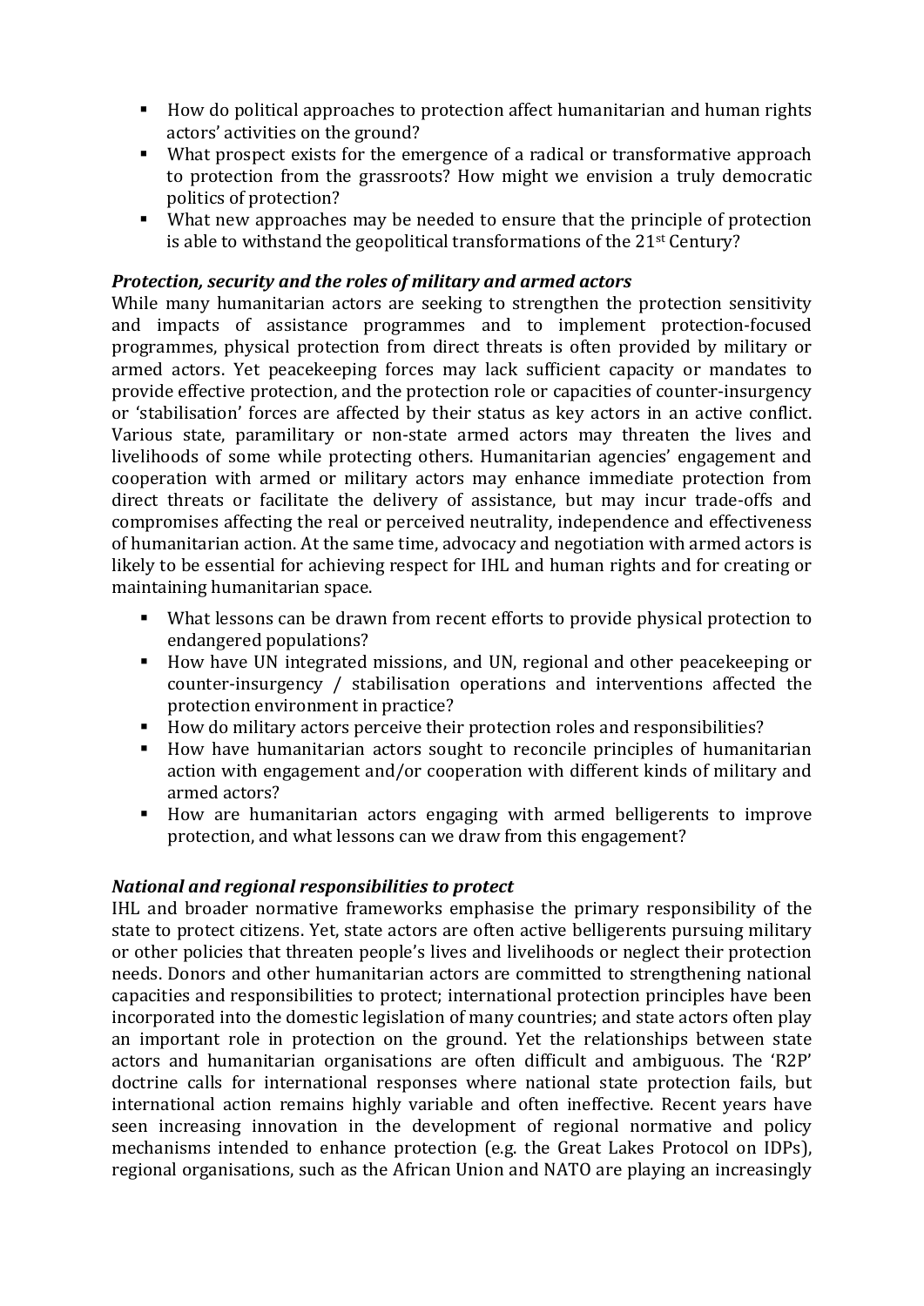- How do political approaches to protection affect humanitarian and human rights actors' activities on the ground?
- What prospect exists for the emergence of a radical or transformative approach to protection from the grassroots? How might we envision a truly democratic politics of protection?
- What new approaches may be needed to ensure that the principle of protection is able to withstand the geopolitical transformations of the 21st Century?

***Protection, security and the roles of military and armed actors***

While many humanitarian actors are seeking to strengthen the protection sensitivity and impacts of assistance programmes and to implement protection-focused programmes, physical protection from direct threats is often provided by military or armed actors. Yet peacekeeping forces may lack sufficient capacity or mandates to provide effective protection, and the protection role or capacities of counter-insurgency or 'stabilisation' forces are affected by their status as key actors in an active conflict. Various state, paramilitary or non-state armed actors may threaten the lives and livelihoods of some while protecting others. Humanitarian agencies' engagement and cooperation with armed or military actors may enhance immediate protection from direct threats or facilitate the delivery of assistance, but may incur trade-offs and compromises affecting the real or perceived neutrality, independence and effectiveness of humanitarian action. At the same time, advocacy and negotiation with armed actors is likely to be essential for achieving respect for IHL and human rights and for creating or maintaining humanitarian space.

- What lessons can be drawn from recent efforts to provide physical protection to endangered populations?
- How have UN integrated missions, and UN, regional and other peacekeeping or counter-insurgency / stabilisation operations and interventions affected the protection environment in practice?
- How do military actors perceive their protection roles and responsibilities?
- How have humanitarian actors sought to reconcile principles of humanitarian action with engagement and/or cooperation with different kinds of military and armed actors?
- How are humanitarian actors engaging with armed belligerents to improve protection, and what lessons can we draw from this engagement?

***National and regional responsibilities to protect***

IHL and broader normative frameworks emphasise the primary responsibility of the state to protect citizens. Yet, state actors are often active belligerents pursuing military or other policies that threaten people's lives and livelihoods or neglect their protection needs. Donors and other humanitarian actors are committed to strengthening national capacities and responsibilities to protect; international protection principles have been incorporated into the domestic legislation of many countries; and state actors often play an important role in protection on the ground. Yet the relationships between state actors and humanitarian organisations are often difficult and ambiguous. The 'R2P' doctrine calls for international responses where national state protection fails, but international action remains highly variable and often ineffective. Recent years have seen increasing innovation in the development of regional normative and policy mechanisms intended to enhance protection (e.g. the Great Lakes Protocol on IDPs), regional organisations, such as the African Union and NATO are playing an increasingly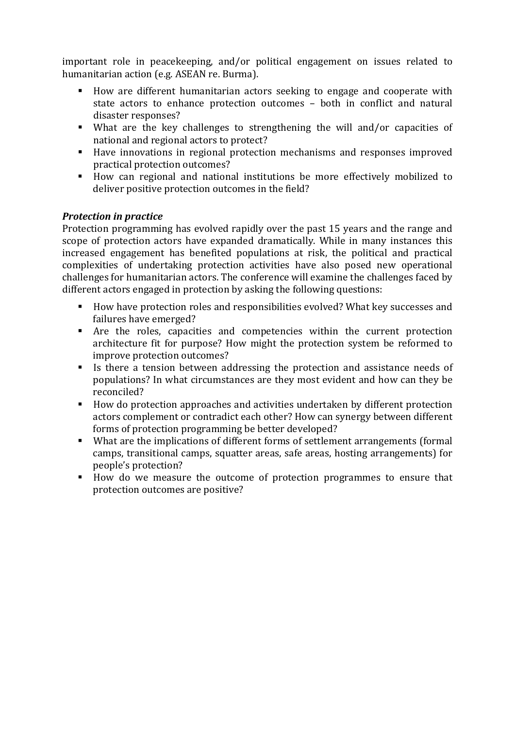important role in peacekeeping, and/or political engagement on issues related to humanitarian action (e.g. ASEAN re. Burma).

- How are different humanitarian actors seeking to engage and cooperate with state actors to enhance protection outcomes – both in conflict and natural disaster responses?
- What are the key challenges to strengthening the will and/or capacities of national and regional actors to protect?
- Have innovations in regional protection mechanisms and responses improved practical protection outcomes?
- How can regional and national institutions be more effectively mobilized to deliver positive protection outcomes in the field?

***Protection in practice***

Protection programming has evolved rapidly over the past 15 years and the range and scope of protection actors have expanded dramatically. While in many instances this increased engagement has benefited populations at risk, the political and practical complexities of undertaking protection activities have also posed new operational challenges for humanitarian actors. The conference will examine the challenges faced by different actors engaged in protection by asking the following questions:

- How have protection roles and responsibilities evolved? What key successes and failures have emerged?
- Are the roles, capacities and competencies within the current protection architecture fit for purpose? How might the protection system be reformed to improve protection outcomes?
- Is there a tension between addressing the protection and assistance needs of populations? In what circumstances are they most evident and how can they be reconciled?
- How do protection approaches and activities undertaken by different protection actors complement or contradict each other? How can synergy between different forms of protection programming be better developed?
- What are the implications of different forms of settlement arrangements (formal camps, transitional camps, squatter areas, safe areas, hosting arrangements) for people's protection?
- How do we measure the outcome of protection programmes to ensure that protection outcomes are positive?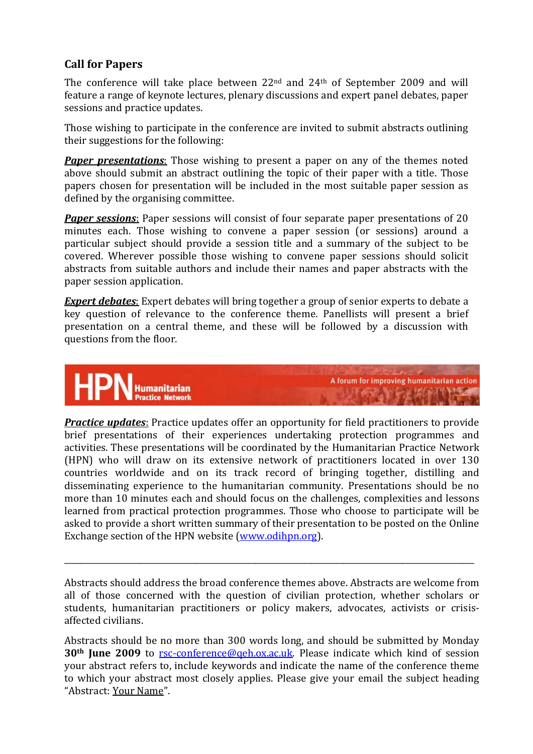## Call for Papers

The conference will take place between 22nd and 24th of September 2009 and will feature a range of keynote lectures, plenary discussions and expert panel debates, paper sessions and practice updates.

Those wishing to participate in the conference are invited to submit abstracts outlining their suggestions for the following:

***Paper presentations***: Those wishing to present a paper on any of the themes noted above should submit an abstract outlining the topic of their paper with a title. Those papers chosen for presentation will be included in the most suitable paper session as defined by the organising committee.

***Paper sessions***: Paper sessions will consist of four separate paper presentations of 20 minutes each. Those wishing to convene a paper session (or sessions) around a particular subject should provide a session title and a summary of the subject to be covered. Wherever possible those wishing to convene paper sessions should solicit abstracts from suitable authors and include their names and paper abstracts with the paper session application.

***Expert debates***: Expert debates will bring together a group of senior experts to debate a key question of relevance to the conference theme. Panellists will present a brief presentation on a central theme, and these will be followed by a discussion with questions from the floor.

HPN Humanitarian Practice Network — A forum for improving humanitarian action

***Practice updates***: Practice updates offer an opportunity for field practitioners to provide brief presentations of their experiences undertaking protection programmes and activities. These presentations will be coordinated by the Humanitarian Practice Network (HPN) who will draw on its extensive network of practitioners located in over 130 countries worldwide and on its track record of bringing together, distilling and disseminating experience to the humanitarian community. Presentations should be no more than 10 minutes each and should focus on the challenges, complexities and lessons learned from practical protection programmes. Those who choose to participate will be asked to provide a short written summary of their presentation to be posted on the Online Exchange section of the HPN website (www.odihpn.org).

---

Abstracts should address the broad conference themes above. Abstracts are welcome from all of those concerned with the question of civilian protection, whether scholars or students, humanitarian practitioners or policy makers, advocates, activists or crisis-affected civilians.

Abstracts should be no more than 300 words long, and should be submitted by Monday **30th June 2009** to rsc-conference@qeh.ox.ac.uk. Please indicate which kind of session your abstract refers to, include keywords and indicate the name of the conference theme to which your abstract most closely applies. Please give your email the subject heading "Abstract: Your Name".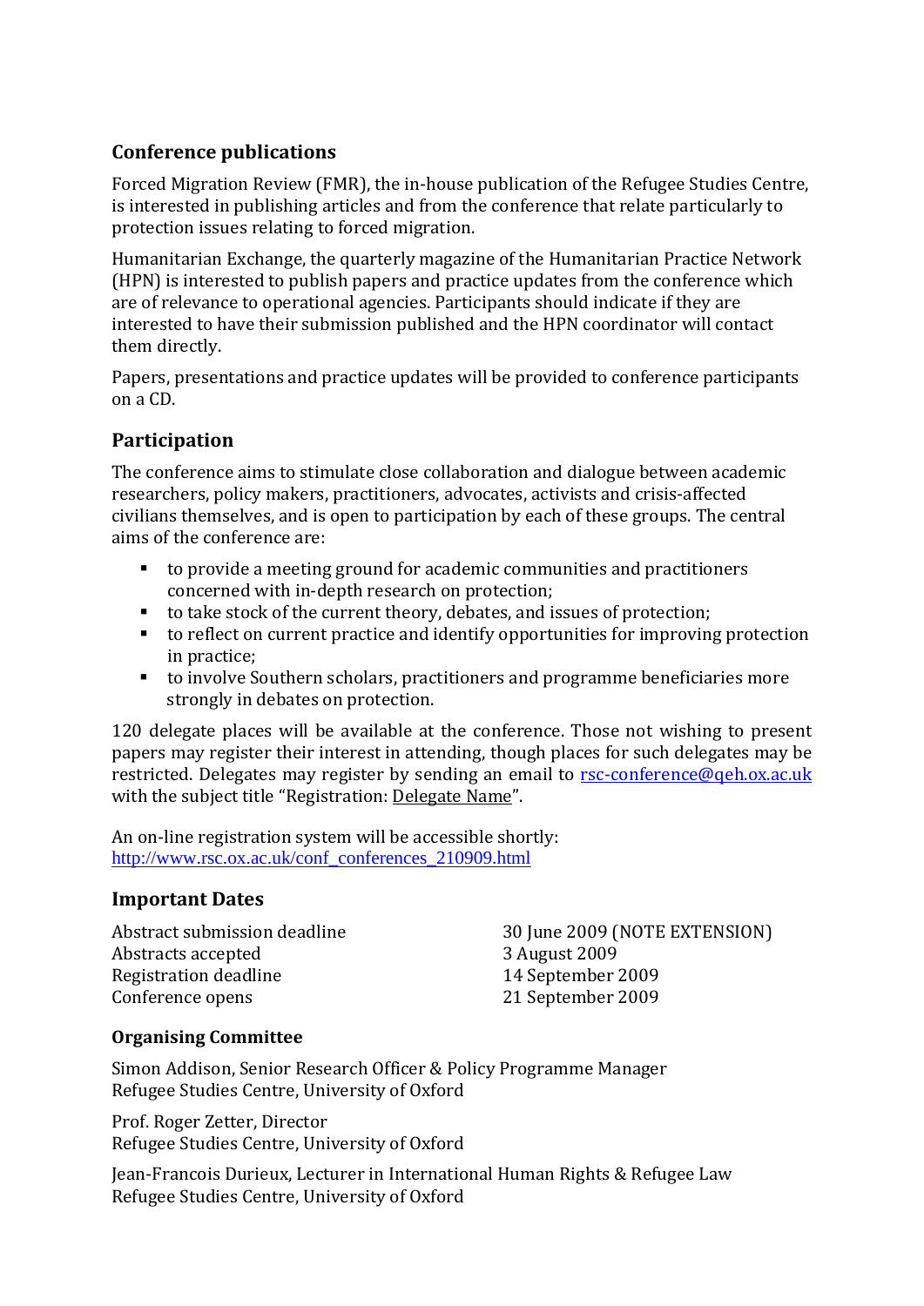## Conference publications

Forced Migration Review (FMR), the in-house publication of the Refugee Studies Centre, is interested in publishing articles and from the conference that relate particularly to protection issues relating to forced migration.

Humanitarian Exchange, the quarterly magazine of the Humanitarian Practice Network (HPN) is interested to publish papers and practice updates from the conference which are of relevance to operational agencies. Participants should indicate if they are interested to have their submission published and the HPN coordinator will contact them directly.

Papers, presentations and practice updates will be provided to conference participants on a CD.

## Participation

The conference aims to stimulate close collaboration and dialogue between academic researchers, policy makers, practitioners, advocates, activists and crisis-affected civilians themselves, and is open to participation by each of these groups. The central aims of the conference are:

- to provide a meeting ground for academic communities and practitioners concerned with in-depth research on protection;
- to take stock of the current theory, debates, and issues of protection;
- to reflect on current practice and identify opportunities for improving protection in practice;
- to involve Southern scholars, practitioners and programme beneficiaries more strongly in debates on protection.

120 delegate places will be available at the conference. Those not wishing to present papers may register their interest in attending, though places for such delegates may be restricted. Delegates may register by sending an email to rsc-conference@qeh.ox.ac.uk with the subject title "Registration: Delegate Name".

An on-line registration system will be accessible shortly:
http://www.rsc.ox.ac.uk/conf_conferences_210909.html

## Important Dates

| | |
|---|---|
| Abstract submission deadline | 30 June 2009 (NOTE EXTENSION) |
| Abstracts accepted | 3 August 2009 |
| Registration deadline | 14 September 2009 |
| Conference opens | 21 September 2009 |

### Organising Committee

Simon Addison, Senior Research Officer & Policy Programme Manager
Refugee Studies Centre, University of Oxford

Prof. Roger Zetter, Director
Refugee Studies Centre, University of Oxford

Jean-Francois Durieux, Lecturer in International Human Rights & Refugee Law
Refugee Studies Centre, University of Oxford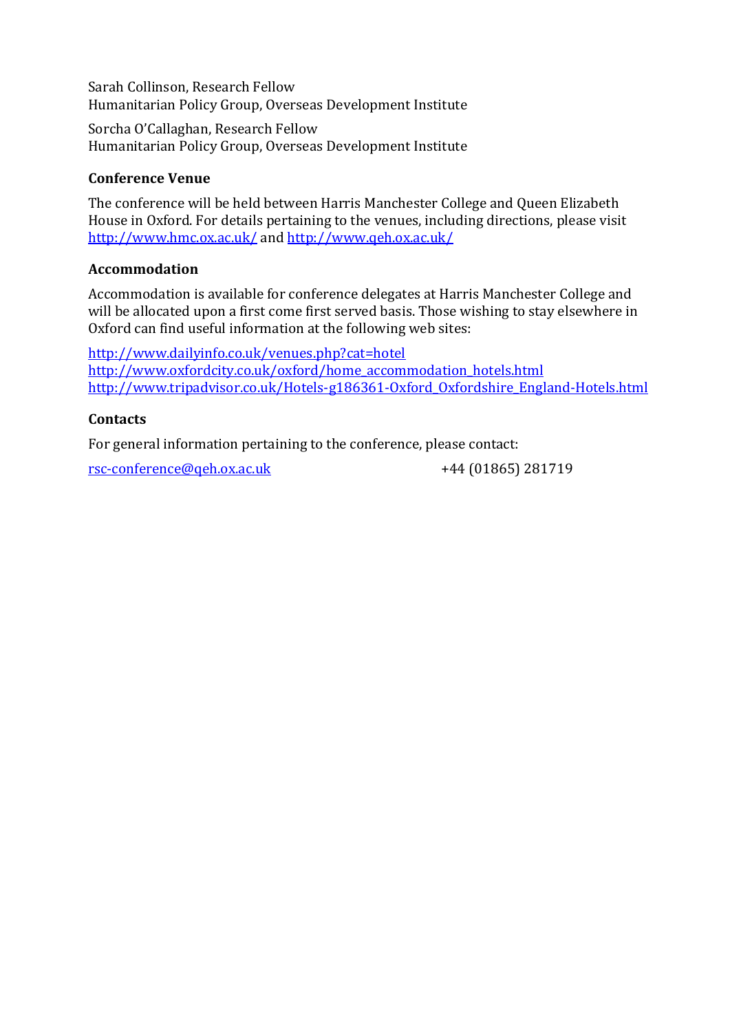Sarah Collinson, Research Fellow
Humanitarian Policy Group, Overseas Development Institute

Sorcha O'Callaghan, Research Fellow
Humanitarian Policy Group, Overseas Development Institute

### Conference Venue

The conference will be held between Harris Manchester College and Queen Elizabeth House in Oxford. For details pertaining to the venues, including directions, please visit http://www.hmc.ox.ac.uk/ and http://www.qeh.ox.ac.uk/

### Accommodation

Accommodation is available for conference delegates at Harris Manchester College and will be allocated upon a first come first served basis. Those wishing to stay elsewhere in Oxford can find useful information at the following web sites:

http://www.dailyinfo.co.uk/venues.php?cat=hotel
http://www.oxfordcity.co.uk/oxford/home_accommodation_hotels.html
http://www.tripadvisor.co.uk/Hotels-g186361-Oxford_Oxfordshire_England-Hotels.html

### Contacts

For general information pertaining to the conference, please contact:

rsc-conference@qeh.ox.ac.uk +44 (01865) 281719